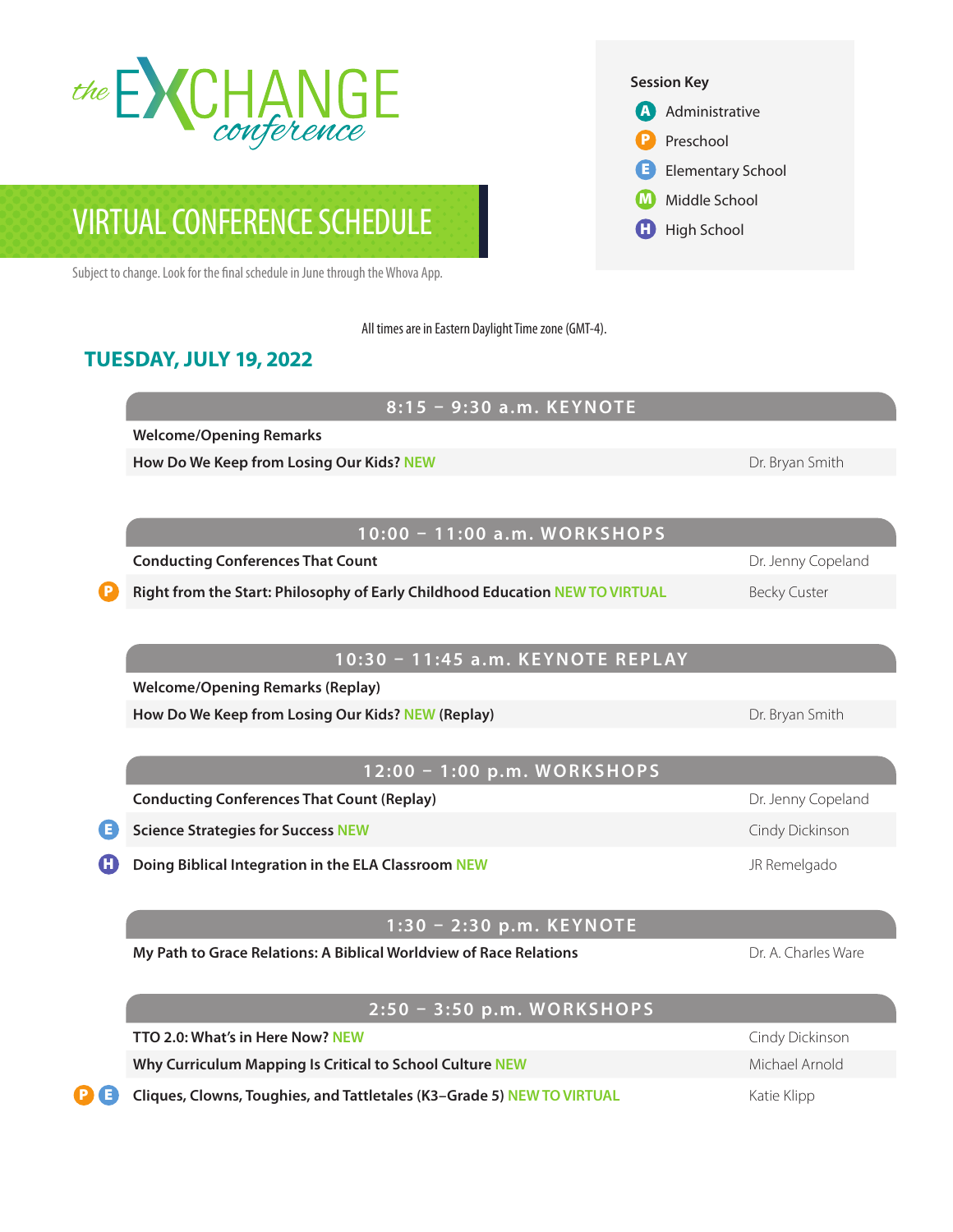# the EXCHANGE conference

## VIRTUAL CONFERENCE SCHEDULE

Subject to change. Look for the final schedule in June through the Whova App.

**Session Key**

- A Administrative
- P Preschool
- E Elementary School
- M Middle School
- H High School

All times are in Eastern Daylight Time zone (GMT-4).

## TUESDAY, JULY 19, 2022

### 8:15 – 9:30 a.m. KEYNOTE

| Session | Presenter |
|---|---|
| **Welcome/Opening Remarks** | |
| **How Do We Keep from Losing Our Kids?** NEW | Dr. Bryan Smith |

### 10:00 – 11:00 a.m. WORKSHOPS

| Key | Session | Presenter |
|---|---|---|
| | **Conducting Conferences That Count** | Dr. Jenny Copeland |
| P | **Right from the Start: Philosophy of Early Childhood Education** NEW TO VIRTUAL | Becky Custer |

### 10:30 – 11:45 a.m. KEYNOTE REPLAY

| Session | Presenter |
|---|---|
| **Welcome/Opening Remarks (Replay)** | |
| **How Do We Keep from Losing Our Kids?** NEW **(Replay)** | Dr. Bryan Smith |

### 12:00 – 1:00 p.m. WORKSHOPS

| Key | Session | Presenter |
|---|---|---|
| | **Conducting Conferences That Count (Replay)** | Dr. Jenny Copeland |
| E | **Science Strategies for Success** NEW | Cindy Dickinson |
| H | **Doing Biblical Integration in the ELA Classroom** NEW | JR Remelgado |

### 1:30 – 2:30 p.m. KEYNOTE

| Session | Presenter |
|---|---|
| **My Path to Grace Relations: A Biblical Worldview of Race Relations** | Dr. A. Charles Ware |

### 2:50 – 3:50 p.m. WORKSHOPS

| Key | Session | Presenter |
|---|---|---|
| | **TTO 2.0: What's in Here Now?** NEW | Cindy Dickinson |
| | **Why Curriculum Mapping Is Critical to School Culture** NEW | Michael Arnold |
| P E | **Cliques, Clowns, Toughies, and Tattletales (K3–Grade 5)** NEW TO VIRTUAL | Katie Klipp |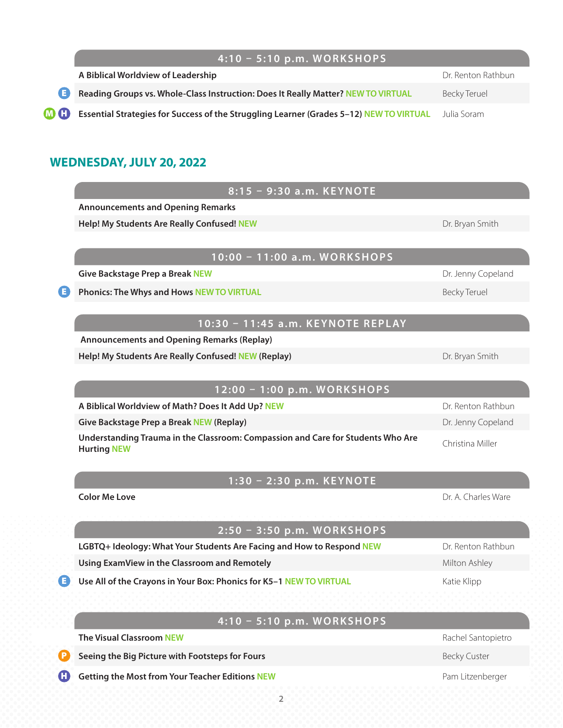## 4:10 – 5:10 p.m. WORKSHOPS

| Session | Presenter |
| --- | --- |
| **A Biblical Worldview of Leadership** | Dr. Renton Rathbun |
| E **Reading Groups vs. Whole-Class Instruction: Does It Really Matter?** NEW TO VIRTUAL | Becky Teruel |
| M H **Essential Strategies for Success of the Struggling Learner (Grades 5–12)** NEW TO VIRTUAL | Julia Soram |

# WEDNESDAY, JULY 20, 2022

## 8:15 – 9:30 a.m. KEYNOTE

| Session | Presenter |
| --- | --- |
| **Announcements and Opening Remarks** | |
| **Help! My Students Are Really Confused!** NEW | Dr. Bryan Smith |

## 10:00 – 11:00 a.m. WORKSHOPS

| Session | Presenter |
| --- | --- |
| **Give Backstage Prep a Break** NEW | Dr. Jenny Copeland |
| E **Phonics: The Whys and Hows** NEW TO VIRTUAL | Becky Teruel |

## 10:30 – 11:45 a.m. KEYNOTE REPLAY

| Session | Presenter |
| --- | --- |
| **Announcements and Opening Remarks (Replay)** | |
| **Help! My Students Are Really Confused!** NEW **(Replay)** | Dr. Bryan Smith |

## 12:00 – 1:00 p.m. WORKSHOPS

| Session | Presenter |
| --- | --- |
| **A Biblical Worldview of Math? Does It Add Up?** NEW | Dr. Renton Rathbun |
| **Give Backstage Prep a Break** NEW **(Replay)** | Dr. Jenny Copeland |
| **Understanding Trauma in the Classroom: Compassion and Care for Students Who Are Hurting** NEW | Christina Miller |

## 1:30 – 2:30 p.m. KEYNOTE

| Session | Presenter |
| --- | --- |
| **Color Me Love** | Dr. A. Charles Ware |

## 2:50 – 3:50 p.m. WORKSHOPS

| Session | Presenter |
| --- | --- |
| **LGBTQ+ Ideology: What Your Students Are Facing and How to Respond** NEW | Dr. Renton Rathbun |
| **Using ExamView in the Classroom and Remotely** | Milton Ashley |
| E **Use All of the Crayons in Your Box: Phonics for K5–1** NEW TO VIRTUAL | Katie Klipp |

## 4:10 – 5:10 p.m. WORKSHOPS

| Session | Presenter |
| --- | --- |
| **The Visual Classroom** NEW | Rachel Santopietro |
| P **Seeing the Big Picture with Footsteps for Fours** | Becky Custer |
| H **Getting the Most from Your Teacher Editions** NEW | Pam Litzenberger |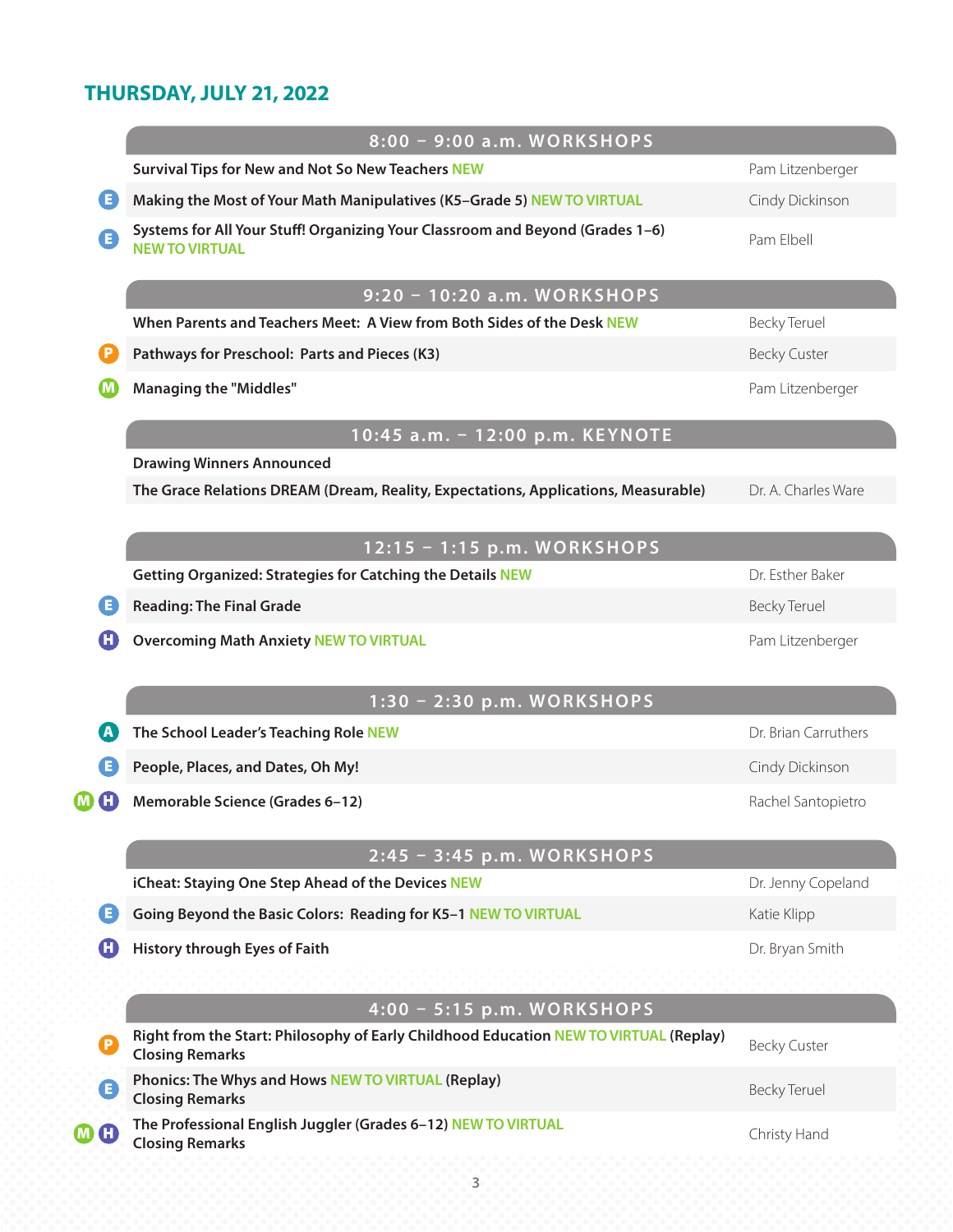## THURSDAY, JULY 21, 2022

| | 8:00 – 9:00 a.m. WORKSHOPS | |
|---|---|---|
| | **Survival Tips for New and Not So New Teachers** NEW | Pam Litzenberger |
| E | **Making the Most of Your Math Manipulatives (K5–Grade 5)** NEW TO VIRTUAL | Cindy Dickinson |
| E | **Systems for All Your Stuff! Organizing Your Classroom and Beyond (Grades 1–6)** NEW TO VIRTUAL | Pam Elbell |

| | 9:20 – 10:20 a.m. WORKSHOPS | |
|---|---|---|
| | **When Parents and Teachers Meet: A View from Both Sides of the Desk** NEW | Becky Teruel |
| P | **Pathways for Preschool: Parts and Pieces (K3)** | Becky Custer |
| M | **Managing the "Middles"** | Pam Litzenberger |

| | 10:45 a.m. – 12:00 p.m. KEYNOTE | |
|---|---|---|
| | **Drawing Winners Announced** | |
| | **The Grace Relations DREAM (Dream, Reality, Expectations, Applications, Measurable)** | Dr. A. Charles Ware |

| | 12:15 – 1:15 p.m. WORKSHOPS | |
|---|---|---|
| | **Getting Organized: Strategies for Catching the Details** NEW | Dr. Esther Baker |
| E | **Reading: The Final Grade** | Becky Teruel |
| H | **Overcoming Math Anxiety** NEW TO VIRTUAL | Pam Litzenberger |

| | 1:30 – 2:30 p.m. WORKSHOPS | |
|---|---|---|
| A | **The School Leader's Teaching Role** NEW | Dr. Brian Carruthers |
| E | **People, Places, and Dates, Oh My!** | Cindy Dickinson |
| M H | **Memorable Science (Grades 6–12)** | Rachel Santopietro |

| | 2:45 – 3:45 p.m. WORKSHOPS | |
|---|---|---|
| | **iCheat: Staying One Step Ahead of the Devices** NEW | Dr. Jenny Copeland |
| E | **Going Beyond the Basic Colors: Reading for K5–1** NEW TO VIRTUAL | Katie Klipp |
| H | **History through Eyes of Faith** | Dr. Bryan Smith |

| | 4:00 – 5:15 p.m. WORKSHOPS | |
|---|---|---|
| P | **Right from the Start: Philosophy of Early Childhood Education** NEW TO VIRTUAL **(Replay)** **Closing Remarks** | Becky Custer |
| E | **Phonics: The Whys and Hows** NEW TO VIRTUAL **(Replay)** **Closing Remarks** | Becky Teruel |
| M H | **The Professional English Juggler (Grades 6–12)** NEW TO VIRTUAL **Closing Remarks** | Christy Hand |